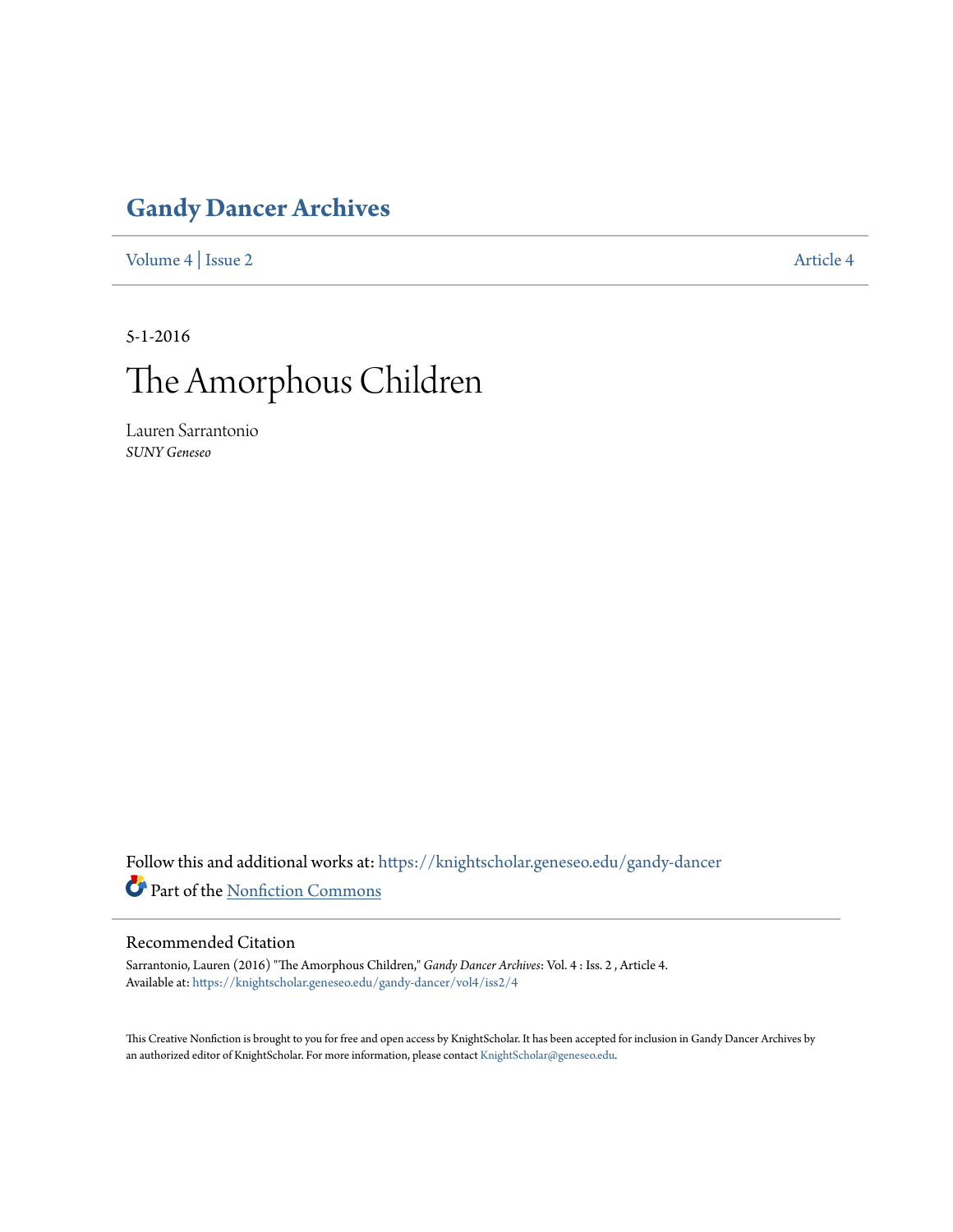# Gandy Dancer Archives

Volume 4 | Issue 2 Article 4

5-1-2016

# The Amorphous Children

Lauren Sarrantonio
*SUNY Geneseo*

Follow this and additional works at: https://knightscholar.geneseo.edu/gandy-dancer

Part of the Nonfiction Commons

## Recommended Citation

Sarrantonio, Lauren (2016) "The Amorphous Children," *Gandy Dancer Archives*: Vol. 4 : Iss. 2 , Article 4.
Available at: https://knightscholar.geneseo.edu/gandy-dancer/vol4/iss2/4

This Creative Nonfiction is brought to you for free and open access by KnightScholar. It has been accepted for inclusion in Gandy Dancer Archives by an authorized editor of KnightScholar. For more information, please contact KnightScholar@geneseo.edu.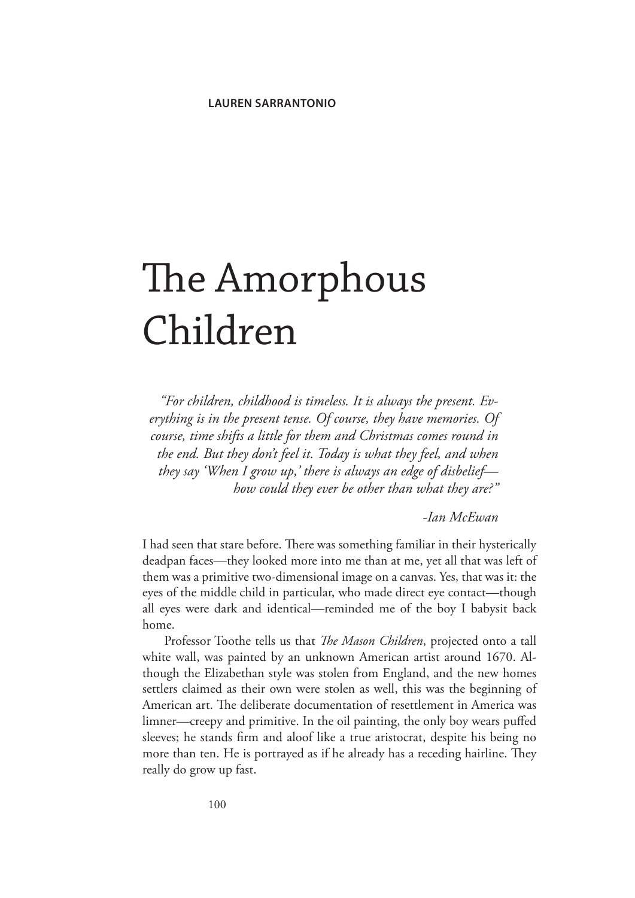**LAUREN SARRANTONIO**

# The Amorphous Children

> *"For children, childhood is timeless. It is always the present. Everything is in the present tense. Of course, they have memories. Of course, time shifts a little for them and Christmas comes round in the end. But they don't feel it. Today is what they feel, and when they say 'When I grow up,' there is always an edge of disbelief—how could they ever be other than what they are?"*
>
> *-Ian McEwan*

I had seen that stare before. There was something familiar in their hysterically deadpan faces—they looked more into me than at me, yet all that was left of them was a primitive two-dimensional image on a canvas. Yes, that was it: the eyes of the middle child in particular, who made direct eye contact—though all eyes were dark and identical—reminded me of the boy I babysit back home.

Professor Toothe tells us that *The Mason Children*, projected onto a tall white wall, was painted by an unknown American artist around 1670. Although the Elizabethan style was stolen from England, and the new homes settlers claimed as their own were stolen as well, this was the beginning of American art. The deliberate documentation of resettlement in America was limner—creepy and primitive. In the oil painting, the only boy wears puffed sleeves; he stands firm and aloof like a true aristocrat, despite his being no more than ten. He is portrayed as if he already has a receding hairline. They really do grow up fast.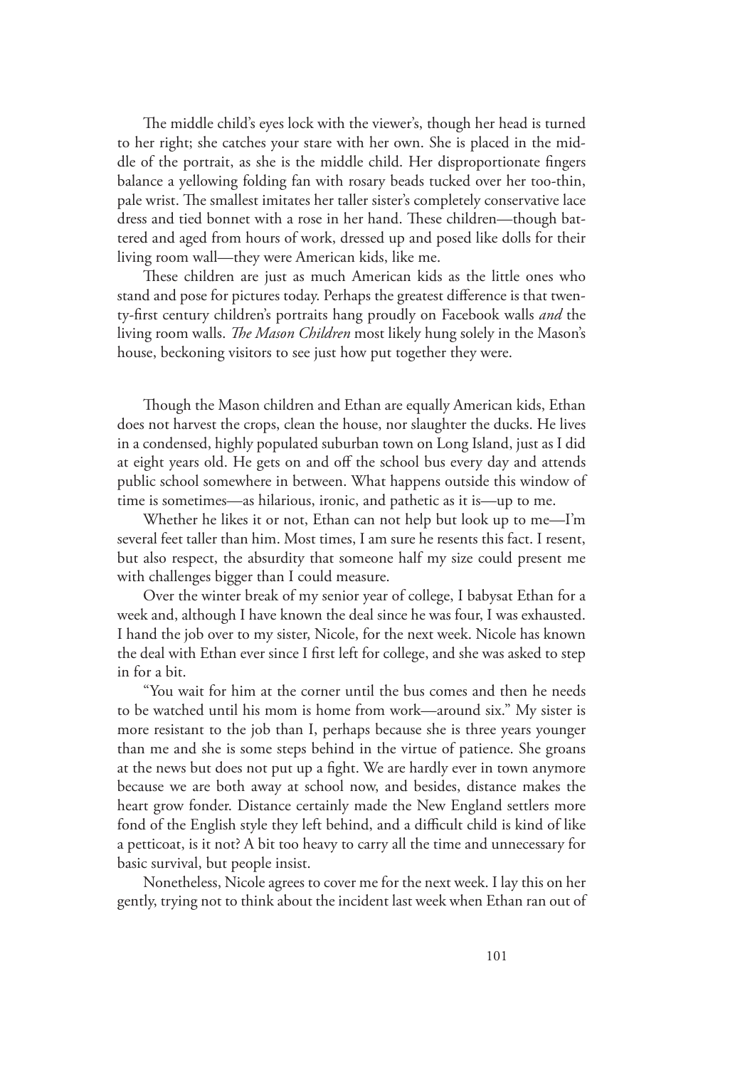The middle child's eyes lock with the viewer's, though her head is turned to her right; she catches your stare with her own. She is placed in the middle of the portrait, as she is the middle child. Her disproportionate fingers balance a yellowing folding fan with rosary beads tucked over her too-thin, pale wrist. The smallest imitates her taller sister's completely conservative lace dress and tied bonnet with a rose in her hand. These children—though battered and aged from hours of work, dressed up and posed like dolls for their living room wall—they were American kids, like me.

These children are just as much American kids as the little ones who stand and pose for pictures today. Perhaps the greatest difference is that twenty-first century children's portraits hang proudly on Facebook walls *and* the living room walls. *The Mason Children* most likely hung solely in the Mason's house, beckoning visitors to see just how put together they were.

Though the Mason children and Ethan are equally American kids, Ethan does not harvest the crops, clean the house, nor slaughter the ducks. He lives in a condensed, highly populated suburban town on Long Island, just as I did at eight years old. He gets on and off the school bus every day and attends public school somewhere in between. What happens outside this window of time is sometimes—as hilarious, ironic, and pathetic as it is—up to me.

Whether he likes it or not, Ethan can not help but look up to me—I'm several feet taller than him. Most times, I am sure he resents this fact. I resent, but also respect, the absurdity that someone half my size could present me with challenges bigger than I could measure.

Over the winter break of my senior year of college, I babysat Ethan for a week and, although I have known the deal since he was four, I was exhausted. I hand the job over to my sister, Nicole, for the next week. Nicole has known the deal with Ethan ever since I first left for college, and she was asked to step in for a bit.

"You wait for him at the corner until the bus comes and then he needs to be watched until his mom is home from work—around six." My sister is more resistant to the job than I, perhaps because she is three years younger than me and she is some steps behind in the virtue of patience. She groans at the news but does not put up a fight. We are hardly ever in town anymore because we are both away at school now, and besides, distance makes the heart grow fonder. Distance certainly made the New England settlers more fond of the English style they left behind, and a difficult child is kind of like a petticoat, is it not? A bit too heavy to carry all the time and unnecessary for basic survival, but people insist.

Nonetheless, Nicole agrees to cover me for the next week. I lay this on her gently, trying not to think about the incident last week when Ethan ran out of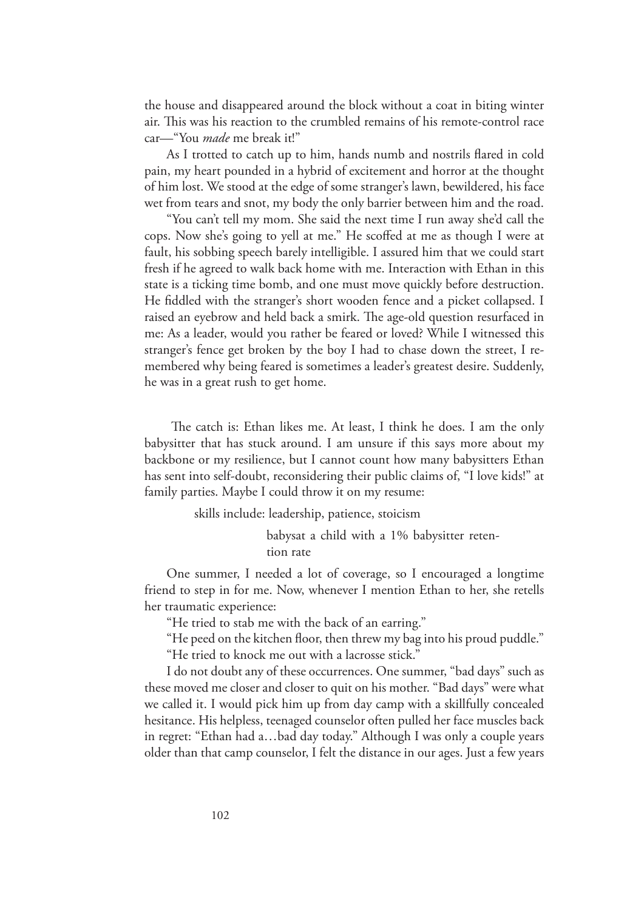the house and disappeared around the block without a coat in biting winter air. This was his reaction to the crumbled remains of his remote-control race car—"You *made* me break it!"

As I trotted to catch up to him, hands numb and nostrils flared in cold pain, my heart pounded in a hybrid of excitement and horror at the thought of him lost. We stood at the edge of some stranger's lawn, bewildered, his face wet from tears and snot, my body the only barrier between him and the road.

"You can't tell my mom. She said the next time I run away she'd call the cops. Now she's going to yell at me." He scoffed at me as though I were at fault, his sobbing speech barely intelligible. I assured him that we could start fresh if he agreed to walk back home with me. Interaction with Ethan in this state is a ticking time bomb, and one must move quickly before destruction. He fiddled with the stranger's short wooden fence and a picket collapsed. I raised an eyebrow and held back a smirk. The age-old question resurfaced in me: As a leader, would you rather be feared or loved? While I witnessed this stranger's fence get broken by the boy I had to chase down the street, I remembered why being feared is sometimes a leader's greatest desire. Suddenly, he was in a great rush to get home.

The catch is: Ethan likes me. At least, I think he does. I am the only babysitter that has stuck around. I am unsure if this says more about my backbone or my resilience, but I cannot count how many babysitters Ethan has sent into self-doubt, reconsidering their public claims of, "I love kids!" at family parties. Maybe I could throw it on my resume:

> skills include: leadership, patience, stoicism
>
> babysat a child with a 1% babysitter retention rate

One summer, I needed a lot of coverage, so I encouraged a longtime friend to step in for me. Now, whenever I mention Ethan to her, she retells her traumatic experience:

"He tried to stab me with the back of an earring."

"He peed on the kitchen floor, then threw my bag into his proud puddle."

"He tried to knock me out with a lacrosse stick."

I do not doubt any of these occurrences. One summer, "bad days" such as these moved me closer and closer to quit on his mother. "Bad days" were what we called it. I would pick him up from day camp with a skillfully concealed hesitance. His helpless, teenaged counselor often pulled her face muscles back in regret: "Ethan had a…bad day today." Although I was only a couple years older than that camp counselor, I felt the distance in our ages. Just a few years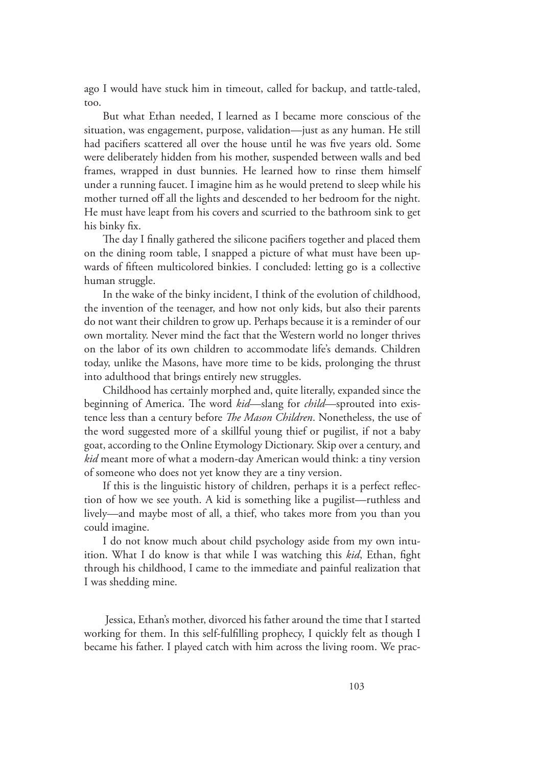ago I would have stuck him in timeout, called for backup, and tattle-taled, too.

But what Ethan needed, I learned as I became more conscious of the situation, was engagement, purpose, validation—just as any human. He still had pacifiers scattered all over the house until he was five years old. Some were deliberately hidden from his mother, suspended between walls and bed frames, wrapped in dust bunnies. He learned how to rinse them himself under a running faucet. I imagine him as he would pretend to sleep while his mother turned off all the lights and descended to her bedroom for the night. He must have leapt from his covers and scurried to the bathroom sink to get his binky fix.

The day I finally gathered the silicone pacifiers together and placed them on the dining room table, I snapped a picture of what must have been upwards of fifteen multicolored binkies. I concluded: letting go is a collective human struggle.

In the wake of the binky incident, I think of the evolution of childhood, the invention of the teenager, and how not only kids, but also their parents do not want their children to grow up. Perhaps because it is a reminder of our own mortality. Never mind the fact that the Western world no longer thrives on the labor of its own children to accommodate life's demands. Children today, unlike the Masons, have more time to be kids, prolonging the thrust into adulthood that brings entirely new struggles.

Childhood has certainly morphed and, quite literally, expanded since the beginning of America. The word *kid*—slang for *child*—sprouted into existence less than a century before *The Mason Children*. Nonetheless, the use of the word suggested more of a skillful young thief or pugilist, if not a baby goat, according to the Online Etymology Dictionary. Skip over a century, and *kid* meant more of what a modern-day American would think: a tiny version of someone who does not yet know they are a tiny version.

If this is the linguistic history of children, perhaps it is a perfect reflection of how we see youth. A kid is something like a pugilist—ruthless and lively—and maybe most of all, a thief, who takes more from you than you could imagine.

I do not know much about child psychology aside from my own intuition. What I do know is that while I was watching this *kid*, Ethan, fight through his childhood, I came to the immediate and painful realization that I was shedding mine.

Jessica, Ethan's mother, divorced his father around the time that I started working for them. In this self-fulfilling prophecy, I quickly felt as though I became his father. I played catch with him across the living room. We prac-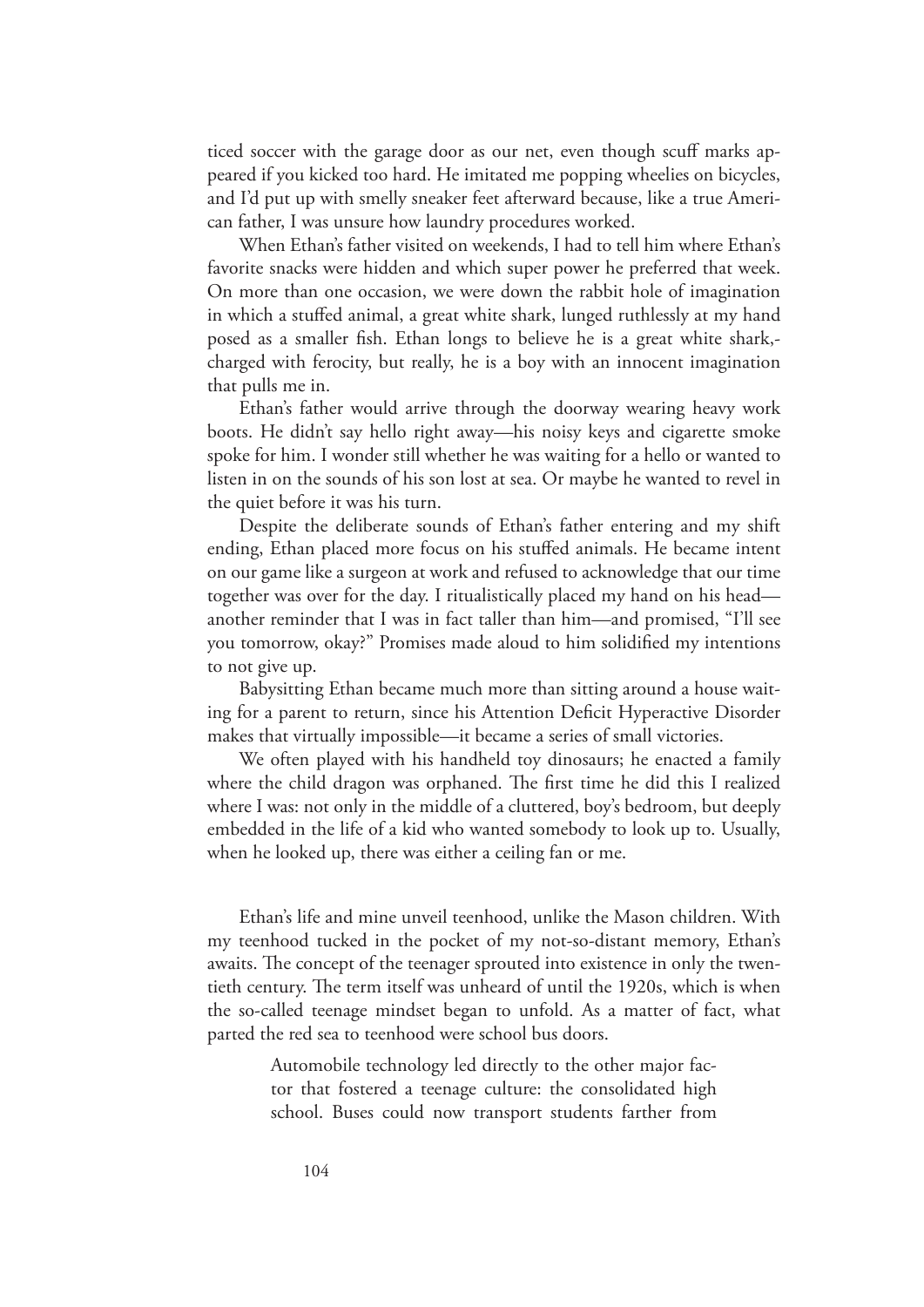ticed soccer with the garage door as our net, even though scuff marks appeared if you kicked too hard. He imitated me popping wheelies on bicycles, and I'd put up with smelly sneaker feet afterward because, like a true American father, I was unsure how laundry procedures worked.

When Ethan's father visited on weekends, I had to tell him where Ethan's favorite snacks were hidden and which super power he preferred that week. On more than one occasion, we were down the rabbit hole of imagination in which a stuffed animal, a great white shark, lunged ruthlessly at my hand posed as a smaller fish. Ethan longs to believe he is a great white shark,-charged with ferocity, but really, he is a boy with an innocent imagination that pulls me in.

Ethan's father would arrive through the doorway wearing heavy work boots. He didn't say hello right away—his noisy keys and cigarette smoke spoke for him. I wonder still whether he was waiting for a hello or wanted to listen in on the sounds of his son lost at sea. Or maybe he wanted to revel in the quiet before it was his turn.

Despite the deliberate sounds of Ethan's father entering and my shift ending, Ethan placed more focus on his stuffed animals. He became intent on our game like a surgeon at work and refused to acknowledge that our time together was over for the day. I ritualistically placed my hand on his head—another reminder that I was in fact taller than him—and promised, "I'll see you tomorrow, okay?" Promises made aloud to him solidified my intentions to not give up.

Babysitting Ethan became much more than sitting around a house waiting for a parent to return, since his Attention Deficit Hyperactive Disorder makes that virtually impossible—it became a series of small victories.

We often played with his handheld toy dinosaurs; he enacted a family where the child dragon was orphaned. The first time he did this I realized where I was: not only in the middle of a cluttered, boy's bedroom, but deeply embedded in the life of a kid who wanted somebody to look up to. Usually, when he looked up, there was either a ceiling fan or me.

Ethan's life and mine unveil teenhood, unlike the Mason children. With my teenhood tucked in the pocket of my not-so-distant memory, Ethan's awaits. The concept of the teenager sprouted into existence in only the twentieth century. The term itself was unheard of until the 1920s, which is when the so-called teenage mindset began to unfold. As a matter of fact, what parted the red sea to teenhood were school bus doors.

> Automobile technology led directly to the other major factor that fostered a teenage culture: the consolidated high school. Buses could now transport students farther from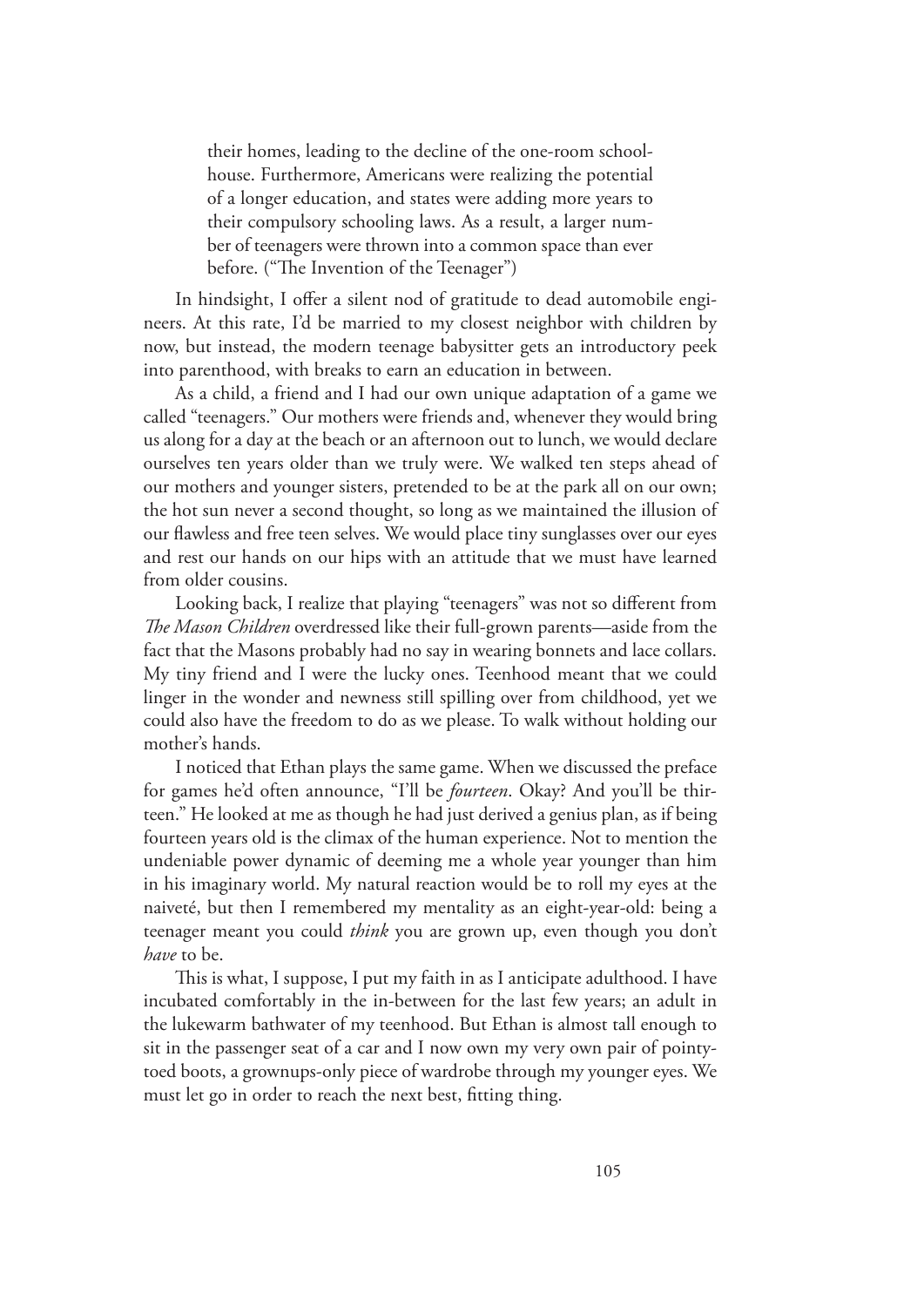> their homes, leading to the decline of the one-room schoolhouse. Furthermore, Americans were realizing the potential of a longer education, and states were adding more years to their compulsory schooling laws. As a result, a larger number of teenagers were thrown into a common space than ever before. ("The Invention of the Teenager")

In hindsight, I offer a silent nod of gratitude to dead automobile engineers. At this rate, I'd be married to my closest neighbor with children by now, but instead, the modern teenage babysitter gets an introductory peek into parenthood, with breaks to earn an education in between.

As a child, a friend and I had our own unique adaptation of a game we called "teenagers." Our mothers were friends and, whenever they would bring us along for a day at the beach or an afternoon out to lunch, we would declare ourselves ten years older than we truly were. We walked ten steps ahead of our mothers and younger sisters, pretended to be at the park all on our own; the hot sun never a second thought, so long as we maintained the illusion of our flawless and free teen selves. We would place tiny sunglasses over our eyes and rest our hands on our hips with an attitude that we must have learned from older cousins.

Looking back, I realize that playing "teenagers" was not so different from *The Mason Children* overdressed like their full-grown parents—aside from the fact that the Masons probably had no say in wearing bonnets and lace collars. My tiny friend and I were the lucky ones. Teenhood meant that we could linger in the wonder and newness still spilling over from childhood, yet we could also have the freedom to do as we please. To walk without holding our mother's hands.

I noticed that Ethan plays the same game. When we discussed the preface for games he'd often announce, "I'll be *fourteen*. Okay? And you'll be thirteen." He looked at me as though he had just derived a genius plan, as if being fourteen years old is the climax of the human experience. Not to mention the undeniable power dynamic of deeming me a whole year younger than him in his imaginary world. My natural reaction would be to roll my eyes at the naiveté, but then I remembered my mentality as an eight-year-old: being a teenager meant you could *think* you are grown up, even though you don't *have* to be.

This is what, I suppose, I put my faith in as I anticipate adulthood. I have incubated comfortably in the in-between for the last few years; an adult in the lukewarm bathwater of my teenhood. But Ethan is almost tall enough to sit in the passenger seat of a car and I now own my very own pair of pointy-toed boots, a grownups-only piece of wardrobe through my younger eyes. We must let go in order to reach the next best, fitting thing.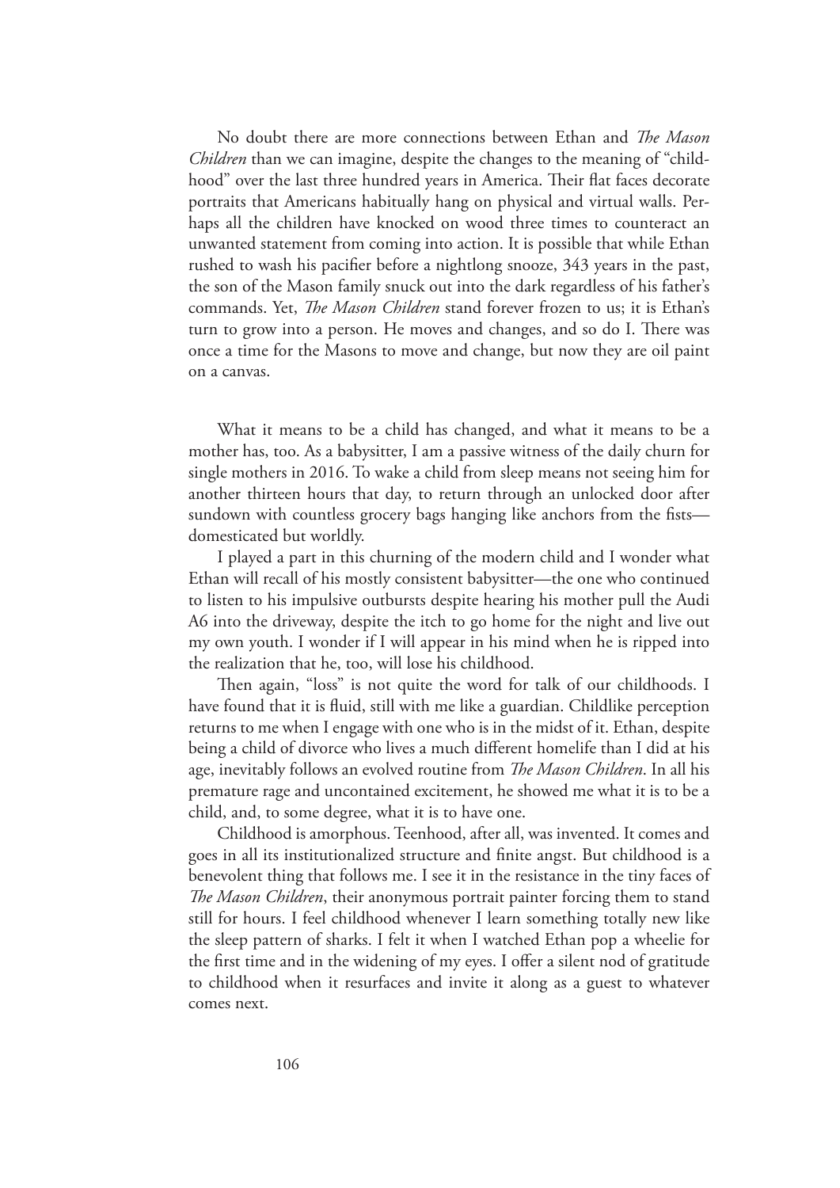No doubt there are more connections between Ethan and *The Mason Children* than we can imagine, despite the changes to the meaning of "childhood" over the last three hundred years in America. Their flat faces decorate portraits that Americans habitually hang on physical and virtual walls. Perhaps all the children have knocked on wood three times to counteract an unwanted statement from coming into action. It is possible that while Ethan rushed to wash his pacifier before a nightlong snooze, 343 years in the past, the son of the Mason family snuck out into the dark regardless of his father's commands. Yet, *The Mason Children* stand forever frozen to us; it is Ethan's turn to grow into a person. He moves and changes, and so do I. There was once a time for the Masons to move and change, but now they are oil paint on a canvas.

What it means to be a child has changed, and what it means to be a mother has, too. As a babysitter, I am a passive witness of the daily churn for single mothers in 2016. To wake a child from sleep means not seeing him for another thirteen hours that day, to return through an unlocked door after sundown with countless grocery bags hanging like anchors from the fists—domesticated but worldly.

I played a part in this churning of the modern child and I wonder what Ethan will recall of his mostly consistent babysitter—the one who continued to listen to his impulsive outbursts despite hearing his mother pull the Audi A6 into the driveway, despite the itch to go home for the night and live out my own youth. I wonder if I will appear in his mind when he is ripped into the realization that he, too, will lose his childhood.

Then again, "loss" is not quite the word for talk of our childhoods. I have found that it is fluid, still with me like a guardian. Childlike perception returns to me when I engage with one who is in the midst of it. Ethan, despite being a child of divorce who lives a much different homelife than I did at his age, inevitably follows an evolved routine from *The Mason Children*. In all his premature rage and uncontained excitement, he showed me what it is to be a child, and, to some degree, what it is to have one.

Childhood is amorphous. Teenhood, after all, was invented. It comes and goes in all its institutionalized structure and finite angst. But childhood is a benevolent thing that follows me. I see it in the resistance in the tiny faces of *The Mason Children*, their anonymous portrait painter forcing them to stand still for hours. I feel childhood whenever I learn something totally new like the sleep pattern of sharks. I felt it when I watched Ethan pop a wheelie for the first time and in the widening of my eyes. I offer a silent nod of gratitude to childhood when it resurfaces and invite it along as a guest to whatever comes next.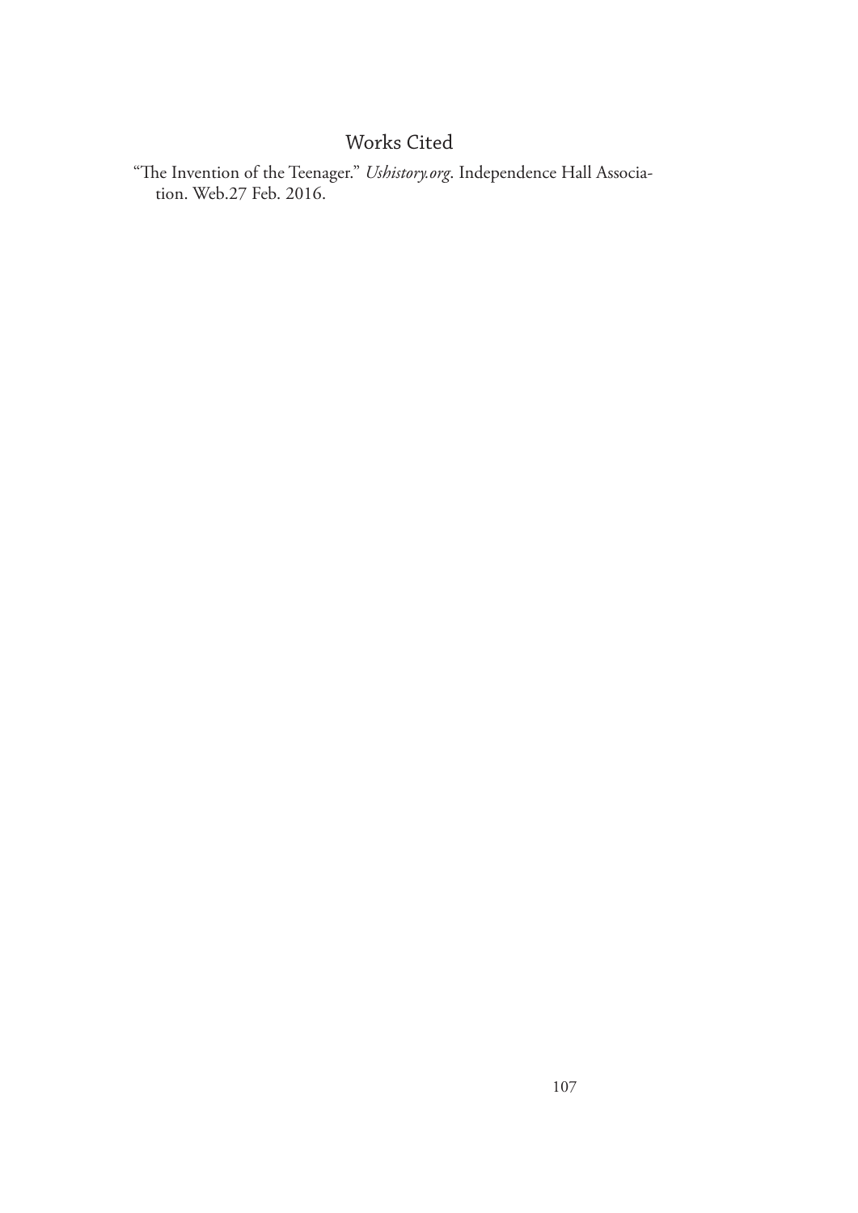## Works Cited

"The Invention of the Teenager." *Ushistory.org*. Independence Hall Association. Web.27 Feb. 2016.